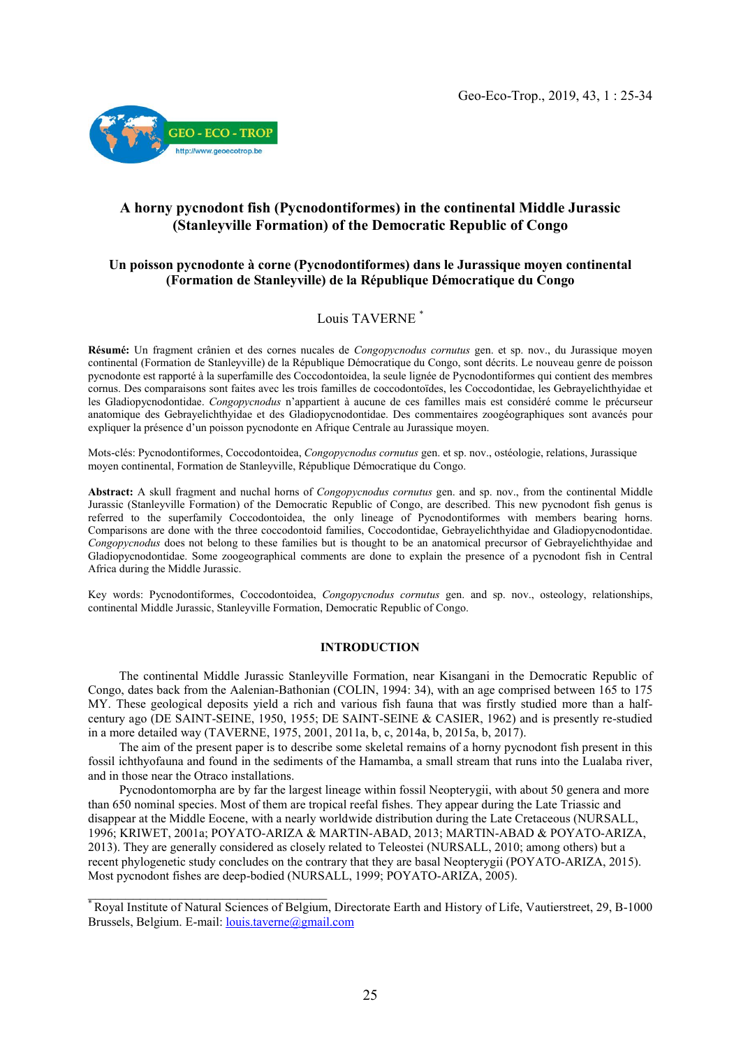# A horny pycnodont fish (Pycnodontiformes) in the continental Middle Jurassic (Stanleyville Formation) of the Democratic Republic of Congo

## Un poisson pycnodonte à corne (Pycnodontiformes) dans le Jurassique moyen continental (Formation de Stanleyville) de la République Démocratique du Congo

Louis TAVERNE [*]

**Résumé:** Un fragment crânien et des cornes nucales de *Congopycnodus cornutus* gen. et sp. nov., du Jurassique moyen continental (Formation de Stanleyville) de la République Démocratique du Congo, sont décrits. Le nouveau genre de poisson pycnodonte est rapporté à la superfamille des Coccodontoidea, la seule lignée de Pycnodontiformes qui contient des membres cornus. Des comparaisons sont faites avec les trois familles de coccodontoïdes, les Coccodontidae, les Gebrayelichthyidae et les Gladiopycnodontidae. *Congopycnodus* n'appartient à aucune de ces familles mais est considéré comme le précurseur anatomique des Gebrayelichthyidae et des Gladiopycnodontidae. Des commentaires zoogéographiques sont avancés pour expliquer la présence d'un poisson pycnodonte en Afrique Centrale au Jurassique moyen.

Mots-clés: Pycnodontiformes, Coccodontoidea, *Congopycnodus cornutus* gen. et sp. nov., ostéologie, relations, Jurassique moyen continental, Formation de Stanleyville, République Démocratique du Congo.

**Abstract:** A skull fragment and nuchal horns of *Congopycnodus cornutus* gen. and sp. nov., from the continental Middle Jurassic (Stanleyville Formation) of the Democratic Republic of Congo, are described. This new pycnodont fish genus is referred to the superfamily Coccodontoidea, the only lineage of Pycnodontiformes with members bearing horns. Comparisons are done with the three coccodontoid families, Coccodontidae, Gebrayelichthyidae and Gladiopycnodontidae. *Congopycnodus* does not belong to these families but is thought to be an anatomical precursor of Gebrayelichthyidae and Gladiopycnodontidae. Some zoogeographical comments are done to explain the presence of a pycnodont fish in Central Africa during the Middle Jurassic.

Key words: Pycnodontiformes, Coccodontoidea, *Congopycnodus cornutus* gen. and sp. nov., osteology, relationships, continental Middle Jurassic, Stanleyville Formation, Democratic Republic of Congo.

## INTRODUCTION

The continental Middle Jurassic Stanleyville Formation, near Kisangani in the Democratic Republic of Congo, dates back from the Aalenian-Bathonian (COLIN, 1994: 34), with an age comprised between 165 to 175 MY. These geological deposits yield a rich and various fish fauna that was firstly studied more than a half-century ago (DE SAINT-SEINE, 1950, 1955; DE SAINT-SEINE & CASIER, 1962) and is presently re-studied in a more detailed way (TAVERNE, 1975, 2001, 2011a, b, c, 2014a, b, 2015a, b, 2017).

The aim of the present paper is to describe some skeletal remains of a horny pycnodont fish present in this fossil ichthyofauna and found in the sediments of the Hamamba, a small stream that runs into the Lualaba river, and in those near the Otraco installations.

Pycnodontomorpha are by far the largest lineage within fossil Neopterygii, with about 50 genera and more than 650 nominal species. Most of them are tropical reefal fishes. They appear during the Late Triassic and disappear at the Middle Eocene, with a nearly worldwide distribution during the Late Cretaceous (NURSALL, 1996; KRIWET, 2001a; POYATO-ARIZA & MARTIN-ABAD, 2013; MARTIN-ABAD & POYATO-ARIZA, 2013). They are generally considered as closely related to Teleostei (NURSALL, 2010; among others) but a recent phylogenetic study concludes on the contrary that they are basal Neopterygii (POYATO-ARIZA, 2015). Most pycnodont fishes are deep-bodied (NURSALL, 1999; POYATO-ARIZA, 2005).

[*] Royal Institute of Natural Sciences of Belgium, Directorate Earth and History of Life, Vautierstreet, 29, B-1000 Brussels, Belgium. E-mail: louis.taverne@gmail.com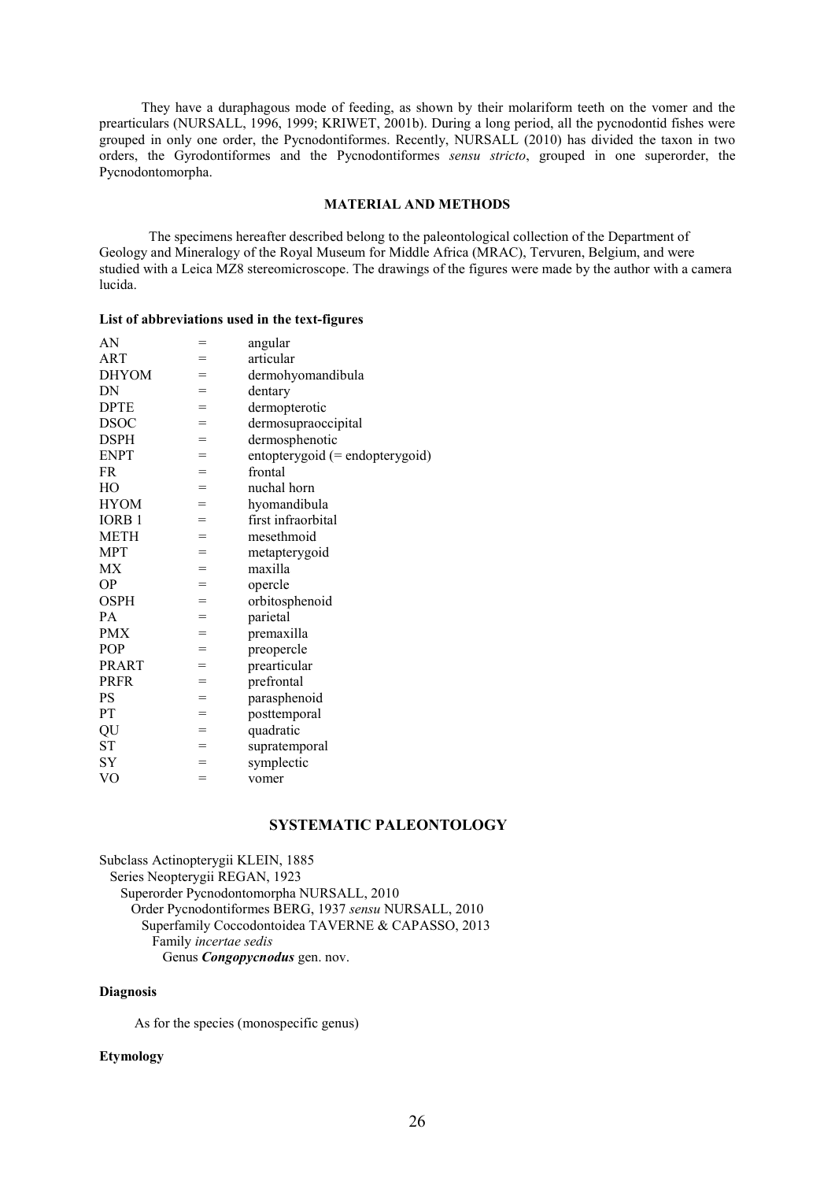They have a duraphagous mode of feeding, as shown by their molariform teeth on the vomer and the prearticulars (NURSALL, 1996, 1999; KRIWET, 2001b). During a long period, all the pycnodontid fishes were grouped in only one order, the Pycnodontiformes. Recently, NURSALL (2010) has divided the taxon in two orders, the Gyrodontiformes and the Pycnodontiformes *sensu stricto*, grouped in one superorder, the Pycnodontomorpha.

## MATERIAL AND METHODS

The specimens hereafter described belong to the paleontological collection of the Department of Geology and Mineralogy of the Royal Museum for Middle Africa (MRAC), Tervuren, Belgium, and were studied with a Leica MZ8 stereomicroscope. The drawings of the figures were made by the author with a camera lucida.

### List of abbreviations used in the text-figures

| | | |
|---|---|---|
| AN | = | angular |
| ART | = | articular |
| DHYOM | = | dermohyomandibula |
| DN | = | dentary |
| DPTE | = | dermopterotic |
| DSOC | = | dermosupraoccipital |
| DSPH | = | dermosphenotic |
| ENPT | = | entopterygoid (= endopterygoid) |
| FR | = | frontal |
| HO | = | nuchal horn |
| HYOM | = | hyomandibula |
| IORB 1 | = | first infraorbital |
| METH | = | mesethmoid |
| MPT | = | metapterygoid |
| MX | = | maxilla |
| OP | = | opercle |
| OSPH | = | orbitosphenoid |
| PA | = | parietal |
| PMX | = | premaxilla |
| POP | = | preopercle |
| PRART | = | prearticular |
| PRFR | = | prefrontal |
| PS | = | parasphenoid |
| PT | = | posttemporal |
| QU | = | quadratic |
| ST | = | supratemporal |
| SY | = | symplectic |
| VO | = | vomer |

## SYSTEMATIC PALEONTOLOGY

Subclass Actinopterygii KLEIN, 1885
Series Neopterygii REGAN, 1923
Superorder Pycnodontomorpha NURSALL, 2010
Order Pycnodontiformes BERG, 1937 *sensu* NURSALL, 2010
Superfamily Coccodontoidea TAVERNE & CAPASSO, 2013
Family *incertae sedis*
Genus ***Congopycnodus*** gen. nov.

### Diagnosis

As for the species (monospecific genus)

### Etymology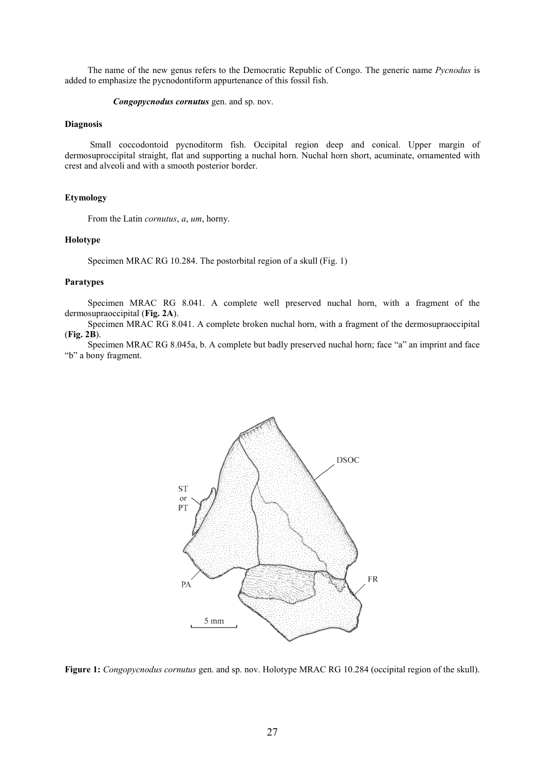The name of the new genus refers to the Democratic Republic of Congo. The generic name *Pycnodus* is added to emphasize the pycnodontiform appurtenance of this fossil fish.

***Congopycnodus cornutus*** gen. and sp. nov.

### Diagnosis

Small coccodontoid pycnoditorm fish. Occipital region deep and conical. Upper margin of dermosuproccipital straight, flat and supporting a nuchal horn. Nuchal horn short, acuminate, ornamented with crest and alveoli and with a smooth posterior border.

### Etymology

From the Latin *cornutus*, *a*, *um*, horny.

### Holotype

Specimen MRAC RG 10.284. The postorbital region of a skull (Fig. 1)

### Paratypes

Specimen MRAC RG 8.041. A complete well preserved nuchal horn, with a fragment of the dermosupraoccipital (**Fig. 2A**).

Specimen MRAC RG 8.041. A complete broken nuchal horn, with a fragment of the dermosupraoccipital (**Fig. 2B**).

Specimen MRAC RG 8.045a, b. A complete but badly preserved nuchal horn; face "a" an imprint and face "b" a bony fragment.

**Figure 1:** *Congopycnodus cornutus* gen. and sp. nov. Holotype MRAC RG 10.284 (occipital region of the skull).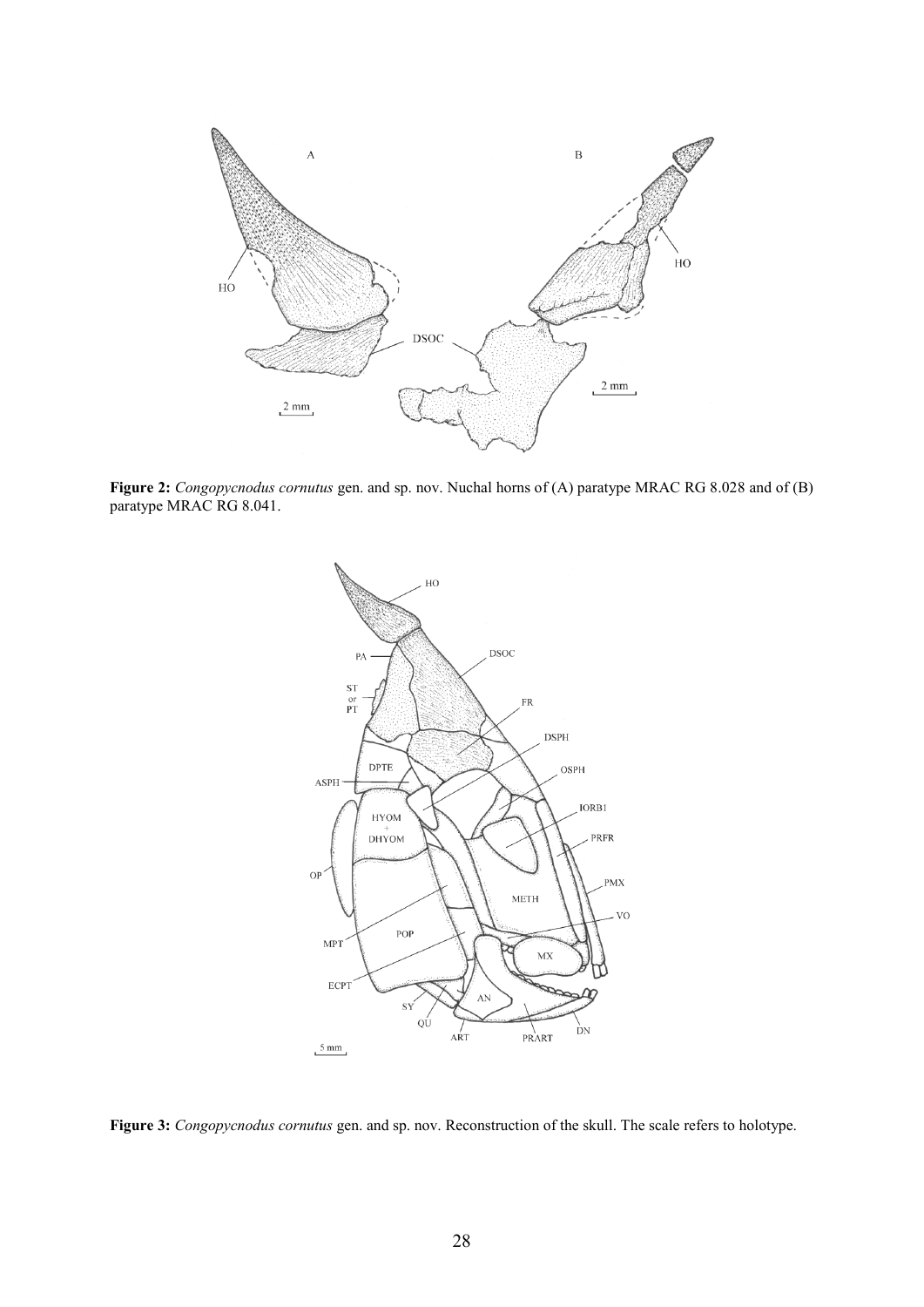**Figure 2:** *Congopycnodus cornutus* gen. and sp. nov. Nuchal horns of (A) paratype MRAC RG 8.028 and of (B) paratype MRAC RG 8.041.

**Figure 3:** *Congopycnodus cornutus* gen. and sp. nov. Reconstruction of the skull. The scale refers to holotype.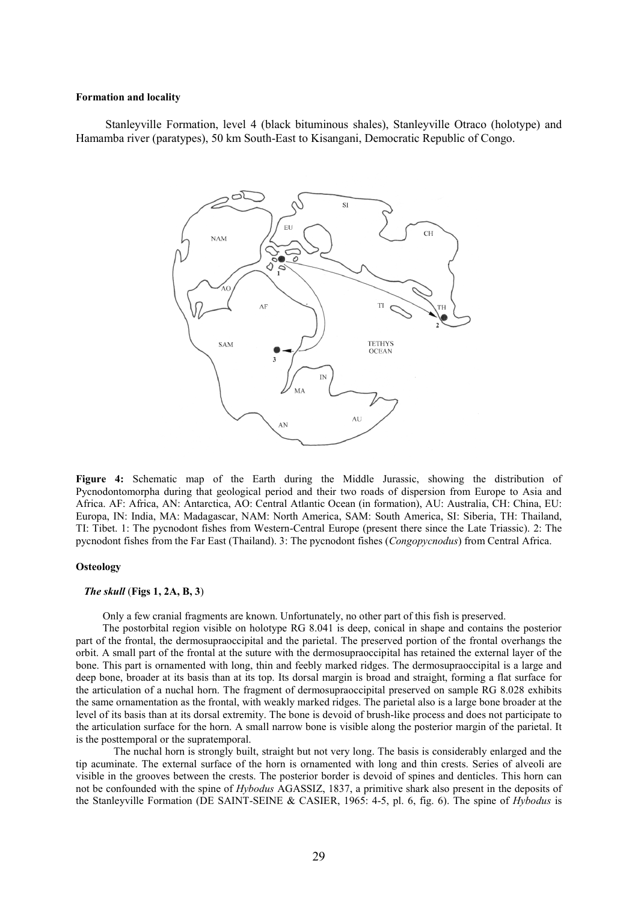**Formation and locality**

Stanleyville Formation, level 4 (black bituminous shales), Stanleyville Otraco (holotype) and Hamamba river (paratypes), 50 km South-East to Kisangani, Democratic Republic of Congo.

**Figure 4:** Schematic map of the Earth during the Middle Jurassic, showing the distribution of Pycnodontomorpha during that geological period and their two roads of dispersion from Europe to Asia and Africa. AF: Africa, AN: Antarctica, AO: Central Atlantic Ocean (in formation), AU: Australia, CH: China, EU: Europa, IN: India, MA: Madagascar, NAM: North America, SAM: South America, SI: Siberia, TH: Thailand, TI: Tibet. 1: The pycnodont fishes from Western-Central Europe (present there since the Late Triassic). 2: The pycnodont fishes from the Far East (Thailand). 3: The pycnodont fishes (*Congopycnodus*) from Central Africa.

**Osteology**

***The skull*** (**Figs 1, 2A, B, 3**)

Only a few cranial fragments are known. Unfortunately, no other part of this fish is preserved.

The postorbital region visible on holotype RG 8.041 is deep, conical in shape and contains the posterior part of the frontal, the dermosupraoccipital and the parietal. The preserved portion of the frontal overhangs the orbit. A small part of the frontal at the suture with the dermosupraoccipital has retained the external layer of the bone. This part is ornamented with long, thin and feebly marked ridges. The dermosupraoccipital is a large and deep bone, broader at its basis than at its top. Its dorsal margin is broad and straight, forming a flat surface for the articulation of a nuchal horn. The fragment of dermosupraoccipital preserved on sample RG 8.028 exhibits the same ornamentation as the frontal, with weakly marked ridges. The parietal also is a large bone broader at the level of its basis than at its dorsal extremity. The bone is devoid of brush-like process and does not participate to the articulation surface for the horn. A small narrow bone is visible along the posterior margin of the parietal. It is the posttemporal or the supratemporal.

The nuchal horn is strongly built, straight but not very long. The basis is considerably enlarged and the tip acuminate. The external surface of the horn is ornamented with long and thin crests. Series of alveoli are visible in the grooves between the crests. The posterior border is devoid of spines and denticles. This horn can not be confounded with the spine of *Hybodus* AGASSIZ, 1837, a primitive shark also present in the deposits of the Stanleyville Formation (DE SAINT-SEINE & CASIER, 1965: 4-5, pl. 6, fig. 6). The spine of *Hybodus* is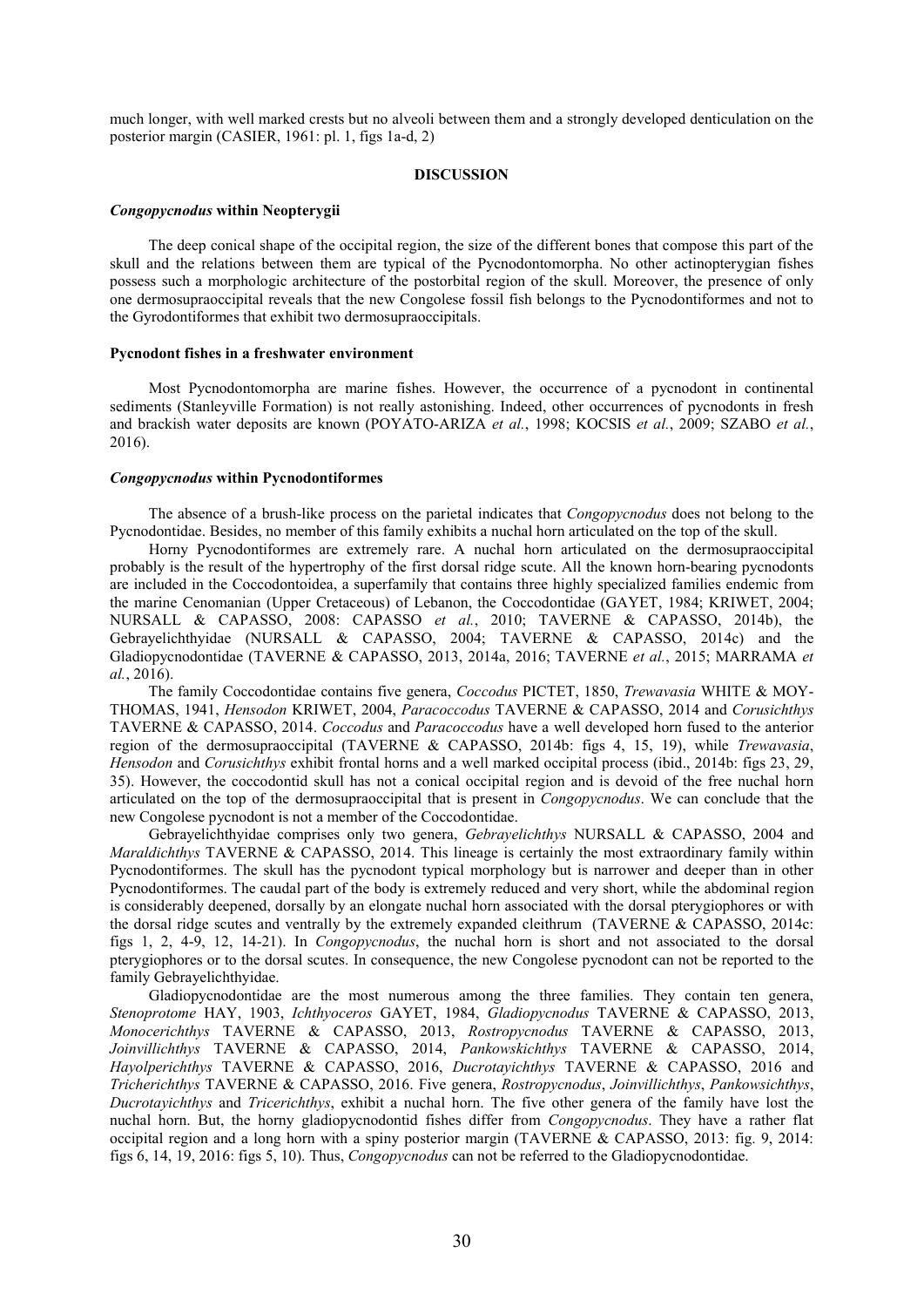much longer, with well marked crests but no alveoli between them and a strongly developed denticulation on the posterior margin (CASIER, 1961: pl. 1, figs 1a-d, 2)

## DISCUSSION

### *Congopycnodus* within Neopterygii

The deep conical shape of the occipital region, the size of the different bones that compose this part of the skull and the relations between them are typical of the Pycnodontomorpha. No other actinopterygian fishes possess such a morphologic architecture of the postorbital region of the skull. Moreover, the presence of only one dermosupraoccipital reveals that the new Congolese fossil fish belongs to the Pycnodontiformes and not to the Gyrodontiformes that exhibit two dermosupraoccipitals.

### Pycnodont fishes in a freshwater environment

Most Pycnodontomorpha are marine fishes. However, the occurrence of a pycnodont in continental sediments (Stanleyville Formation) is not really astonishing. Indeed, other occurrences of pycnodonts in fresh and brackish water deposits are known (POYATO-ARIZA *et al.*, 1998; KOCSIS *et al.*, 2009; SZABO *et al.*, 2016).

### *Congopycnodus* within Pycnodontiformes

The absence of a brush-like process on the parietal indicates that *Congopycnodus* does not belong to the Pycnodontidae. Besides, no member of this family exhibits a nuchal horn articulated on the top of the skull.

Horny Pycnodontiformes are extremely rare. A nuchal horn articulated on the dermosupraoccipital probably is the result of the hypertrophy of the first dorsal ridge scute. All the known horn-bearing pycnodonts are included in the Coccodontoidea, a superfamily that contains three highly specialized families endemic from the marine Cenomanian (Upper Cretaceous) of Lebanon, the Coccodontidae (GAYET, 1984; KRIWET, 2004; NURSALL & CAPASSO, 2008: CAPASSO *et al.*, 2010; TAVERNE & CAPASSO, 2014b), the Gebrayelichthyidae (NURSALL & CAPASSO, 2004; TAVERNE & CAPASSO, 2014c) and the Gladiopycnodontidae (TAVERNE & CAPASSO, 2013, 2014a, 2016; TAVERNE *et al.*, 2015; MARRAMA *et al.*, 2016).

The family Coccodontidae contains five genera, *Coccodus* PICTET, 1850, *Trewavasia* WHITE & MOY-THOMAS, 1941, *Hensodon* KRIWET, 2004, *Paracoccodus* TAVERNE & CAPASSO, 2014 and *Corusichthys* TAVERNE & CAPASSO, 2014. *Coccodus* and *Paracoccodus* have a well developed horn fused to the anterior region of the dermosupraoccipital (TAVERNE & CAPASSO, 2014b: figs 4, 15, 19), while *Trewavasia*, *Hensodon* and *Corusichthys* exhibit frontal horns and a well marked occipital process (ibid., 2014b: figs 23, 29, 35). However, the coccodontid skull has not a conical occipital region and is devoid of the free nuchal horn articulated on the top of the dermosupraoccipital that is present in *Congopycnodus*. We can conclude that the new Congolese pycnodont is not a member of the Coccodontidae.

Gebrayelichthyidae comprises only two genera, *Gebrayelichthys* NURSALL & CAPASSO, 2004 and *Maraldichthys* TAVERNE & CAPASSO, 2014. This lineage is certainly the most extraordinary family within Pycnodontiformes. The skull has the pycnodont typical morphology but is narrower and deeper than in other Pycnodontiformes. The caudal part of the body is extremely reduced and very short, while the abdominal region is considerably deepened, dorsally by an elongate nuchal horn associated with the dorsal pterygiophores or with the dorsal ridge scutes and ventrally by the extremely expanded cleithrum (TAVERNE & CAPASSO, 2014c: figs 1, 2, 4-9, 12, 14-21). In *Congopycnodus*, the nuchal horn is short and not associated to the dorsal pterygiophores or to the dorsal scutes. In consequence, the new Congolese pycnodont can not be reported to the family Gebrayelichthyidae.

Gladiopycnodontidae are the most numerous among the three families. They contain ten genera, *Stenoprotome* HAY, 1903, *Ichthyoceros* GAYET, 1984, *Gladiopycnodus* TAVERNE & CAPASSO, 2013, *Monocerichthys* TAVERNE & CAPASSO, 2013, *Rostropycnodus* TAVERNE & CAPASSO, 2013, *Joinvillichthys* TAVERNE & CAPASSO, 2014, *Pankowskichthys* TAVERNE & CAPASSO, 2014, *Hayolperichthys* TAVERNE & CAPASSO, 2016, *Ducrotayichthys* TAVERNE & CAPASSO, 2016 and *Tricherichthys* TAVERNE & CAPASSO, 2016. Five genera, *Rostropycnodus*, *Joinvillichthys*, *Pankowsichthys*, *Ducrotayichthys* and *Tricerichthys*, exhibit a nuchal horn. The five other genera of the family have lost the nuchal horn. But, the horny gladiopycnodontid fishes differ from *Congopycnodus*. They have a rather flat occipital region and a long horn with a spiny posterior margin (TAVERNE & CAPASSO, 2013: fig. 9, 2014: figs 6, 14, 19, 2016: figs 5, 10). Thus, *Congopycnodus* can not be referred to the Gladiopycnodontidae.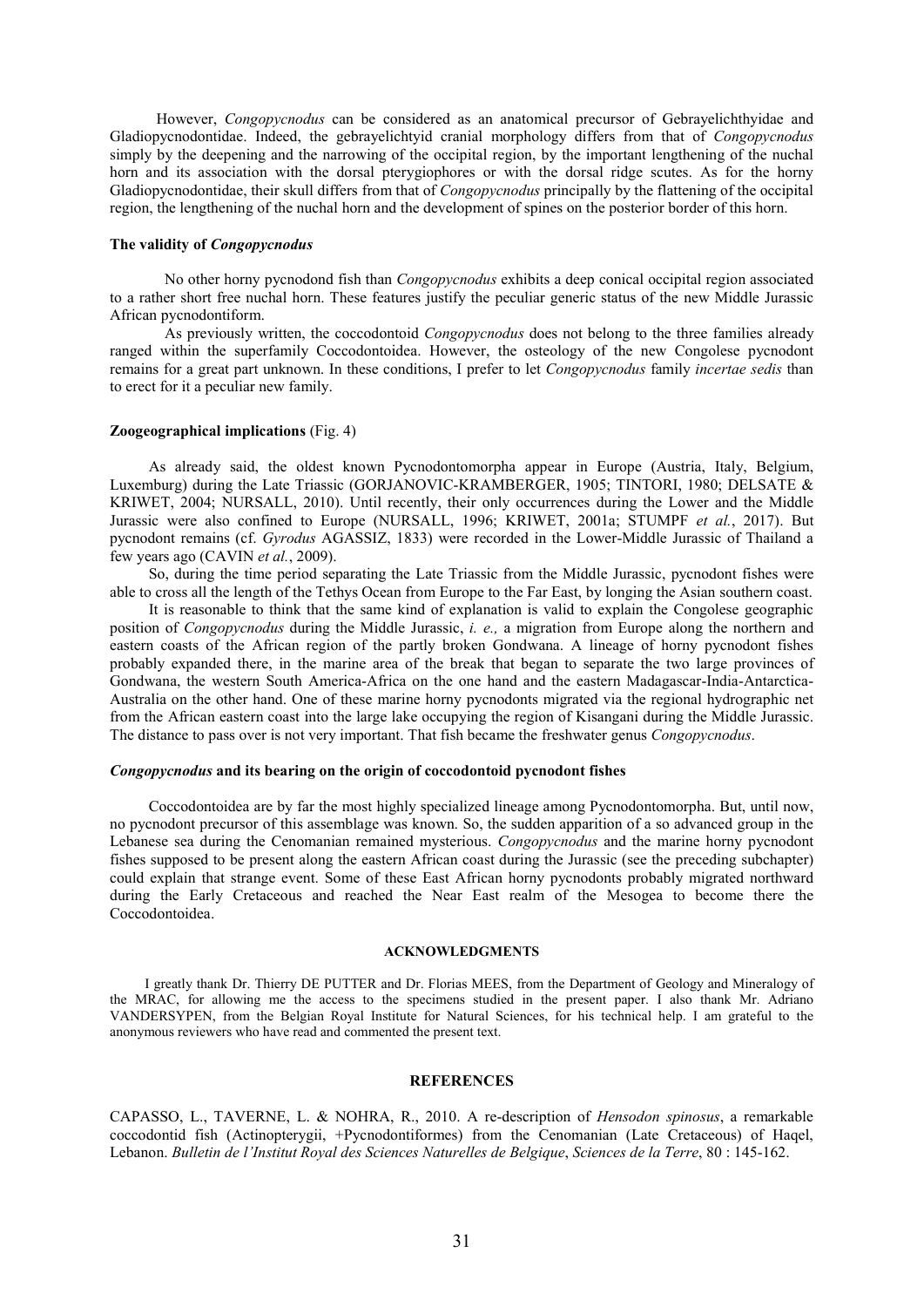However, *Congopycnodus* can be considered as an anatomical precursor of Gebrayelichthyidae and Gladiopycnodontidae. Indeed, the gebrayelichtyid cranial morphology differs from that of *Congopycnodus* simply by the deepening and the narrowing of the occipital region, by the important lengthening of the nuchal horn and its association with the dorsal pterygiophores or with the dorsal ridge scutes. As for the horny Gladiopycnodontidae, their skull differs from that of *Congopycnodus* principally by the flattening of the occipital region, the lengthening of the nuchal horn and the development of spines on the posterior border of this horn.

**The validity of *Congopycnodus***

No other horny pycnodond fish than *Congopycnodus* exhibits a deep conical occipital region associated to a rather short free nuchal horn. These features justify the peculiar generic status of the new Middle Jurassic African pycnodontiform.

As previously written, the coccodontoid *Congopycnodus* does not belong to the three families already ranged within the superfamily Coccodontoidea. However, the osteology of the new Congolese pycnodont remains for a great part unknown. In these conditions, I prefer to let *Congopycnodus* family *incertae sedis* than to erect for it a peculiar new family.

**Zoogeographical implications** (Fig. 4)

As already said, the oldest known Pycnodontomorpha appear in Europe (Austria, Italy, Belgium, Luxemburg) during the Late Triassic (GORJANOVIC-KRAMBERGER, 1905; TINTORI, 1980; DELSATE & KRIWET, 2004; NURSALL, 2010). Until recently, their only occurrences during the Lower and the Middle Jurassic were also confined to Europe (NURSALL, 1996; KRIWET, 2001a; STUMPF *et al.*, 2017). But pycnodont remains (cf. *Gyrodus* AGASSIZ, 1833) were recorded in the Lower-Middle Jurassic of Thailand a few years ago (CAVIN *et al.*, 2009).

So, during the time period separating the Late Triassic from the Middle Jurassic, pycnodont fishes were able to cross all the length of the Tethys Ocean from Europe to the Far East, by longing the Asian southern coast.

It is reasonable to think that the same kind of explanation is valid to explain the Congolese geographic position of *Congopycnodus* during the Middle Jurassic, *i. e.,* a migration from Europe along the northern and eastern coasts of the African region of the partly broken Gondwana. A lineage of horny pycnodont fishes probably expanded there, in the marine area of the break that began to separate the two large provinces of Gondwana, the western South America-Africa on the one hand and the eastern Madagascar-India-Antarctica-Australia on the other hand. One of these marine horny pycnodonts migrated via the regional hydrographic net from the African eastern coast into the large lake occupying the region of Kisangani during the Middle Jurassic. The distance to pass over is not very important. That fish became the freshwater genus *Congopycnodus*.

***Congopycnodus* and its bearing on the origin of coccodontoid pycnodont fishes**

Coccodontoidea are by far the most highly specialized lineage among Pycnodontomorpha. But, until now, no pycnodont precursor of this assemblage was known. So, the sudden apparition of a so advanced group in the Lebanese sea during the Cenomanian remained mysterious. *Congopycnodus* and the marine horny pycnodont fishes supposed to be present along the eastern African coast during the Jurassic (see the preceding subchapter) could explain that strange event. Some of these East African horny pycnodonts probably migrated northward during the Early Cretaceous and reached the Near East realm of the Mesogea to become there the Coccodontoidea.

## ACKNOWLEDGMENTS

I greatly thank Dr. Thierry DE PUTTER and Dr. Florias MEES, from the Department of Geology and Mineralogy of the MRAC, for allowing me the access to the specimens studied in the present paper. I also thank Mr. Adriano VANDERSYPEN, from the Belgian Royal Institute for Natural Sciences, for his technical help. I am grateful to the anonymous reviewers who have read and commented the present text.

## REFERENCES

CAPASSO, L., TAVERNE, L. & NOHRA, R., 2010. A re-description of *Hensodon spinosus*, a remarkable coccodontid fish (Actinopterygii, +Pycnodontiformes) from the Cenomanian (Late Cretaceous) of Haqel, Lebanon. *Bulletin de l'Institut Royal des Sciences Naturelles de Belgique*, *Sciences de la Terre*, 80 : 145-162.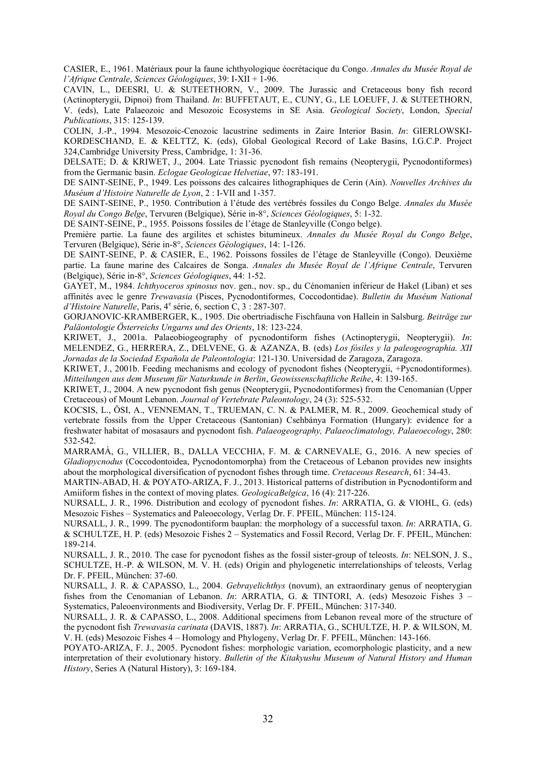CASIER, E., 1961. Matériaux pour la faune ichthyologique éocrétacique du Congo. *Annales du Musée Royal de l'Afrique Centrale*, *Sciences Géologiques*, 39: I-XII + 1-96.

CAVIN, L., DEESRI, U. & SUTEETHORN, V., 2009. The Jurassic and Cretaceous bony fish record (Actinopterygii, Dipnoi) from Thailand. *In*: BUFFETAUT, E., CUNY, G., LE LOEUFF, J. & SUTEETHORN, V. (eds), Late Palaeozoic and Mesozoic Ecosystems in SE Asia. *Geological Society*, London, *Special Publications*, 315: 125-139.

COLIN, J.-P., 1994. Mesozoic-Cenozoic lacustrine sediments in Zaire Interior Basin. *In*: GIERLOWSKI-KORDESCHAND, E. & KELTTZ, K. (eds), Global Geological Record of Lake Basins, I.G.C.P. Project 324,Cambridge University Press, Cambridge, 1: 31-36.

DELSATE; D. & KRIWET, J., 2004. Late Triassic pycnodont fish remains (Neopterygii, Pycnodontiformes) from the Germanic basin. *Eclogae Geologicae Helvetiae*, 97: 183-191.

DE SAINT-SEINE, P., 1949. Les poissons des calcaires lithographiques de Cerin (Ain). *Nouvelles Archives du Muséum d'Histoire Naturelle de Lyon*, 2 : I-VII and 1-357.

DE SAINT-SEINE, P., 1950. Contribution à l'étude des vertébrés fossiles du Congo Belge. *Annales du Musée Royal du Congo Belge*, Tervuren (Belgique), Série in-8°, *Sciences Géologiques*, 5: 1-32.

DE SAINT-SEINE, P., 1955. Poissons fossiles de l'étage de Stanleyville (Congo belge).
Première partie. La faune des argilites et schistes bitumineux. *Annales du Musée Royal du Congo Belge*, Tervuren (Belgique), Série in-8°, *Sciences Géologiques*, 14: 1-126.

DE SAINT-SEINE, P. & CASIER, E., 1962. Poissons fossiles de l'étage de Stanleyville (Congo). Deuxième partie. La faune marine des Calcaires de Songa. *Annales du Musée Royal de l'Afrique Centrale*, Tervuren (Belgique), Série in-8°, *Sciences Géologiques*, 44: 1-52.

GAYET, M., 1984. *Ichthyoceros spinosus* nov. gen., nov. sp., du Cénomanien inférieur de Hakel (Liban) et ses affinités avec le genre *Trewavasia* (Pisces, Pycnodontiformes, Coccodontidae). *Bulletin du Muséum National d'Histoire Naturelle*, Paris, 4e série, 6, section C, 3 : 287-307.

GORJANOVIC-KRAMBERGER, K., 1905. Die obertriadische Fischfauna von Hallein in Salsburg. *Beiträge zur Paläontologie Österreichs Ungarns und des Orients*, 18: 123-224.

KRIWET, J., 2001a. Palaeobiogeography of pycnodontiform fishes (Actinopterygii, Neopterygii). *In*: MELENDEZ, G., HERRERA, Z., DELVENE, G. & AZANZA, B. (eds) *Los fósiles y la paleogeographia. XII Jornadas de la Sociedad Española de Paleontologia*: 121-130. Universidad de Zaragoza, Zaragoza.

KRIWET, J., 2001b. Feeding mechanisms and ecology of pycnodont fishes (Neopterygii, +Pycnodontiformes). *Mitteilungen aus dem Museum für Naturkunde in Berlin*, *Geowissenschaftliche Reihe*, 4: 139-165.

KRIWET, J., 2004. A new pycnodont fish genus (Neopterygii, Pycnodontiformes) from the Cenomanian (Upper Cretaceous) of Mount Lebanon. *Journal of Vertebrate Paleontology*, 24 (3): 525-532.

KOCSIS, L., ÖSI, A., VENNEMAN, T., TRUEMAN, C. N. & PALMER, M. R., 2009. Geochemical study of vertebrate fossils from the Upper Cretaceous (Santonian) Csehbánya Formation (Hungary): evidence for a freshwater habitat of mosasaurs and pycnodont fish. *Palaeogeography, Palaeoclimatology, Palaeoecology*, 280: 532-542.

MARRAMÀ, G., VILLIER, B., DALLA VECCHIA, F. M. & CARNEVALE, G., 2016. A new species of *Gladiopycnodus* (Coccodontoidea, Pycnodontomorpha) from the Cretaceous of Lebanon provides new insights about the morphological diversification of pycnodont fishes through time. *Cretaceous Research*, 61: 34-43.

MARTIN-ABAD, H. & POYATO-ARIZA, F. J., 2013. Historical patterns of distribution in Pycnodontiform and Amiiform fishes in the context of moving plates. *GeologicaBelgica*, 16 (4): 217-226.

NURSALL, J. R., 1996. Distribution and ecology of pycnodont fishes. *In*: ARRATIA, G. & VIOHL, G. (eds) Mesozoic Fishes – Systematics and Paleoecology, Verlag Dr. F. PFEIL, München: 115-124.

NURSALL, J. R., 1999. The pycnodontiform bauplan: the morphology of a successful taxon. *In*: ARRATIA, G. & SCHULTZE, H. P. (eds) Mesozoic Fishes 2 – Systematics and Fossil Record, Verlag Dr. F. PFEIL, München: 189-214.

NURSALL, J. R., 2010. The case for pycnodont fishes as the fossil sister-group of teleosts. *In*: NELSON, J. S., SCHULTZE, H.-P. & WILSON, M. V. H. (eds) Origin and phylogenetic interrelationships of teleosts, Verlag Dr. F. PFEIL, München: 37-60.

NURSALL, J. R. & CAPASSO, L., 2004. *Gebrayelichthys* (novum), an extraordinary genus of neopterygian fishes from the Cenomanian of Lebanon. *In*: ARRATIA, G. & TINTORI, A. (eds) Mesozoic Fishes 3 – Systematics, Paleoenvironments and Biodiversity, Verlag Dr. F. PFEIL, München: 317-340.

NURSALL, J. R. & CAPASSO, L., 2008. Additional specimens from Lebanon reveal more of the structure of the pycnodont fish *Trewavasia carinata* (DAVIS, 1887). *In*: ARRATIA, G., SCHULTZE, H. P. & WILSON, M. V. H. (eds) Mesozoic Fishes 4 – Homology and Phylogeny, Verlag Dr. F. PFEIL, München: 143-166.

POYATO-ARIZA, F. J., 2005. Pycnodont fishes: morphologic variation, ecomorphologic plasticity, and a new interpretation of their evolutionary history. *Bulletin of the Kitakyushu Museum of Natural History and Human History*, Series A (Natural History), 3: 169-184.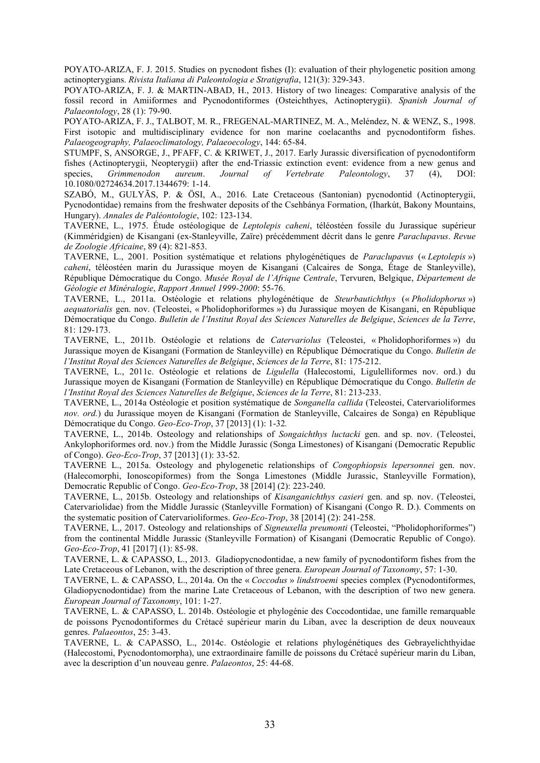POYATO-ARIZA, F. J. 2015. Studies on pycnodont fishes (I): evaluation of their phylogenetic position among actinopterygians. *Rivista Italiana di Paleontologia e Stratigrafia*, 121(3): 329-343.

POYATO-ARIZA, F. J. & MARTIN-ABAD, H., 2013. History of two lineages: Comparative analysis of the fossil record in Amiiformes and Pycnodontiformes (Osteichthyes, Actinopterygii). *Spanish Journal of Palaeontology*, 28 (1): 79-90.

POYATO-ARIZA, F. J., TALBOT, M. R., FREGENAL-MARTINEZ, M. A., Meléndez, N. & WENZ, S., 1998. First isotopic and multidisciplinary evidence for non marine coelacanths and pycnodontiform fishes. *Palaeogeography, Palaeoclimatology, Palaeoecology*, 144: 65-84.

STUMPF, S, ANSORGE, J., PFAFF, C. & KRIWET, J., 2017. Early Jurassic diversification of pycnodontiform fishes (Actinopterygii, Neopterygii) after the end-Triassic extinction event: evidence from a new genus and species, *Grimmenodon aureum*. *Journal of Vertebrate Paleontology*, 37 (4), DOI: 10.1080/02724634.2017.1344679: 1-14.

SZABÓ, M., GULYÃS, P. & ÖSI, A., 2016. Late Cretaceous (Santonian) pycnodontid (Actinopterygii, Pycnodontidae) remains from the freshwater deposits of the Csehbánya Formation, (Iharkút, Bakony Mountains, Hungary). *Annales de Paléontologie*, 102: 123-134.

TAVERNE, L., 1975. Étude ostéologique de *Leptolepis caheni*, téléostéen fossile du Jurassique supérieur (Kimméridgien) de Kisangani (ex-Stanleyville, Zaïre) précédemment décrit dans le genre *Paraclupavus*. *Revue de Zoologie Africaine*, 89 (4): 821-853.

TAVERNE, L., 2001. Position systématique et relations phylogénétiques de *Paraclupavus* (« *Leptolepis* ») *caheni*, téléostéen marin du Jurassique moyen de Kisangani (Calcaires de Songa, Étage de Stanleyville), République Démocratique du Congo. *Musée Royal de l'Afrique Centrale*, Tervuren, Belgique, *Département de Géologie et Minéralogie*, *Rapport Annuel 1999-2000*: 55-76.

TAVERNE, L., 2011a. Ostéologie et relations phylogénétique de *Steurbautichthys* (« *Pholidophorus* ») *aequatorialis* gen. nov. (Teleostei, « Pholidophoriformes ») du Jurassique moyen de Kisangani, en République Démocratique du Congo. *Bulletin de l'Institut Royal des Sciences Naturelles de Belgique*, *Sciences de la Terre*, 81: 129-173.

TAVERNE, L., 2011b. Ostéologie et relations de *Catervariolus* (Teleostei, « Pholidophoriformes ») du Jurassique moyen de Kisangani (Formation de Stanleyville) en République Démocratique du Congo. *Bulletin de l'Institut Royal des Sciences Naturelles de Belgique*, *Sciences de la Terre*, 81: 175-212.

TAVERNE, L., 2011c. Ostéologie et relations de *Ligulella* (Halecostomi, Ligulelliformes nov. ord.) du Jurassique moyen de Kisangani (Formation de Stanleyville) en République Démocratique du Congo. *Bulletin de l'Institut Royal des Sciences Naturelles de Belgique*, *Sciences de la Terre*, 81: 213-233.

TAVERNE, L., 2014a Ostéologie et position systématique de *Songanella callida* (Teleostei, Catervarioliformes *nov. ord.*) du Jurassique moyen de Kisangani (Formation de Stanleyville, Calcaires de Songa) en République Démocratique du Congo. *Geo-Eco-Trop*, 37 [2013] (1): 1-32.

TAVERNE, L., 2014b. Osteology and relationships of *Songaichthys luctacki* gen. and sp. nov. (Teleostei, Ankylophoriformes ord. nov.) from the Middle Jurassic (Songa Limestones) of Kisangani (Democratic Republic of Congo). *Geo-Eco-Trop*, 37 [2013] (1): 33-52.

TAVERNE L., 2015a. Osteology and phylogenetic relationships of *Congophiopsis lepersonnei* gen. nov. (Halecomorphi, Ionoscopiformes) from the Songa Limestones (Middle Jurassic, Stanleyville Formation), Democratic Republic of Congo. *Geo-Eco-Trop*, 38 [2014] (2): 223-240.

TAVERNE, L., 2015b. Osteology and relationships of *Kisanganichthys casieri* gen. and sp. nov. (Teleostei, Catervariolidae) from the Middle Jurassic (Stanleyville Formation) of Kisangani (Congo R. D.). Comments on the systematic position of Catervarioliformes. *Geo-Eco-Trop*, 38 [2014] (2): 241-258.

TAVERNE, L., 2017. Osteology and relationships of *Signeuxella preumonti* (Teleostei, "Pholidophoriformes") from the continental Middle Jurassic (Stanleyville Formation) of Kisangani (Democratic Republic of Congo). *Geo-Eco-Trop*, 41 [2017] (1): 85-98.

TAVERNE, L. & CAPASSO, L., 2013. Gladiopycnodontidae, a new family of pycnodontiform fishes from the Late Cretaceous of Lebanon, with the description of three genera. *European Journal of Taxonomy*, 57: 1-30.

TAVERNE, L. & CAPASSO, L., 2014a. On the « *Coccodus* » *lindstroemi* species complex (Pycnodontiformes, Gladiopycnodontidae) from the marine Late Cretaceous of Lebanon, with the description of two new genera. *European Journal of Taxonomy*, 101: 1-27.

TAVERNE, L. & CAPASSO, L. 2014b. Ostéologie et phylogénie des Coccodontidae, une famille remarquable de poissons Pycnodontiformes du Crétacé supérieur marin du Liban, avec la description de deux nouveaux genres. *Palaeontos*, 25: 3-43.

TAVERNE, L. & CAPASSO, L., 2014c. Ostéologie et relations phylogénétiques des Gebrayelichthyidae (Halecostomi, Pycnodontomorpha), une extraordinaire famille de poissons du Crétacé supérieur marin du Liban, avec la description d'un nouveau genre. *Palaeontos*, 25: 44-68.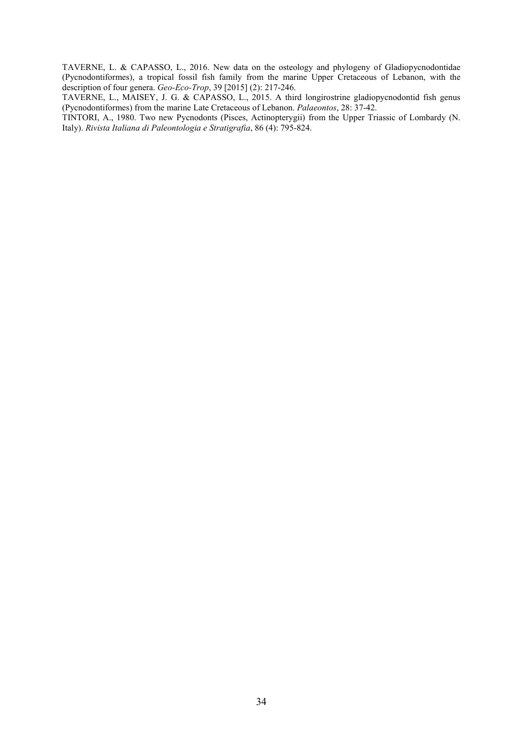TAVERNE, L. & CAPASSO, L., 2016. New data on the osteology and phylogeny of Gladiopycnodontidae (Pycnodontiformes), a tropical fossil fish family from the marine Upper Cretaceous of Lebanon, with the description of four genera. *Geo-Eco-Trop*, 39 [2015] (2): 217-246.

TAVERNE, L., MAISEY, J. G. & CAPASSO, L., 2015. A third longirostrine gladiopycnodontid fish genus (Pycnodontiformes) from the marine Late Cretaceous of Lebanon. *Palaeontos*, 28: 37-42.

TINTORI, A., 1980. Two new Pycnodonts (Pisces, Actinopterygii) from the Upper Triassic of Lombardy (N. Italy). *Rivista Italiana di Paleontologia e Stratigrafia*, 86 (4): 795-824.